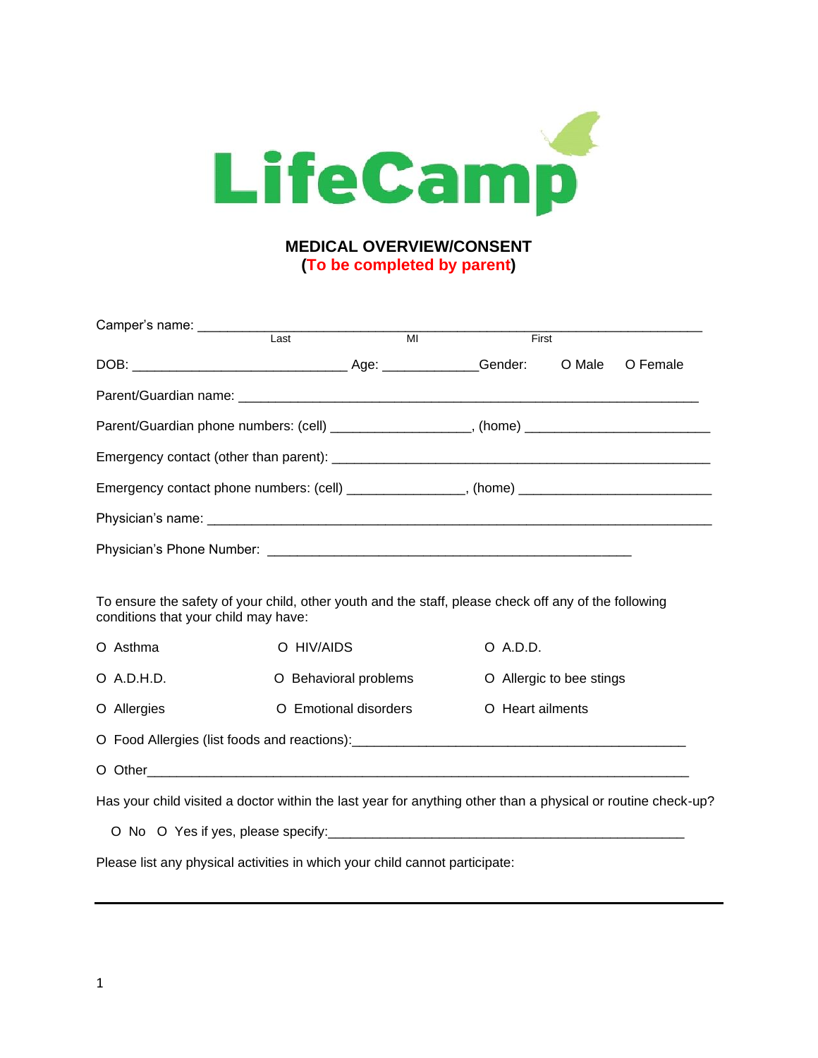LifeCamp

## MEDICAL OVERVIEW/CONSENT
**(To be completed by parent)**

Camper's name: ___________________________________________________________________
Last MI First

DOB: ____________________________ Age: ____________Gender: O Male O Female

Parent/Guardian name: ____________________________________________________________

Parent/Guardian phone numbers: (cell) __________________, (home) _______________________

Emergency contact (other than parent): __________________________________________________

Emergency contact phone numbers: (cell) _______________, (home) ________________________

Physician's name: ___________________________________________________________________

Physician's Phone Number: ______________________________________________

To ensure the safety of your child, other youth and the staff, please check off any of the following conditions that your child may have:

O Asthma O HIV/AIDS O A.D.D.

O A.D.H.D. O Behavioral problems O Allergic to bee stings

O Allergies O Emotional disorders O Heart ailments

O Food Allergies (list foods and reactions):_____________________________________________

O Other_______________________________________________________________________

Has your child visited a doctor within the last year for anything other than a physical or routine check-up?

O No O Yes if yes, please specify:______________________________________________

Please list any physical activities in which your child cannot participate:

---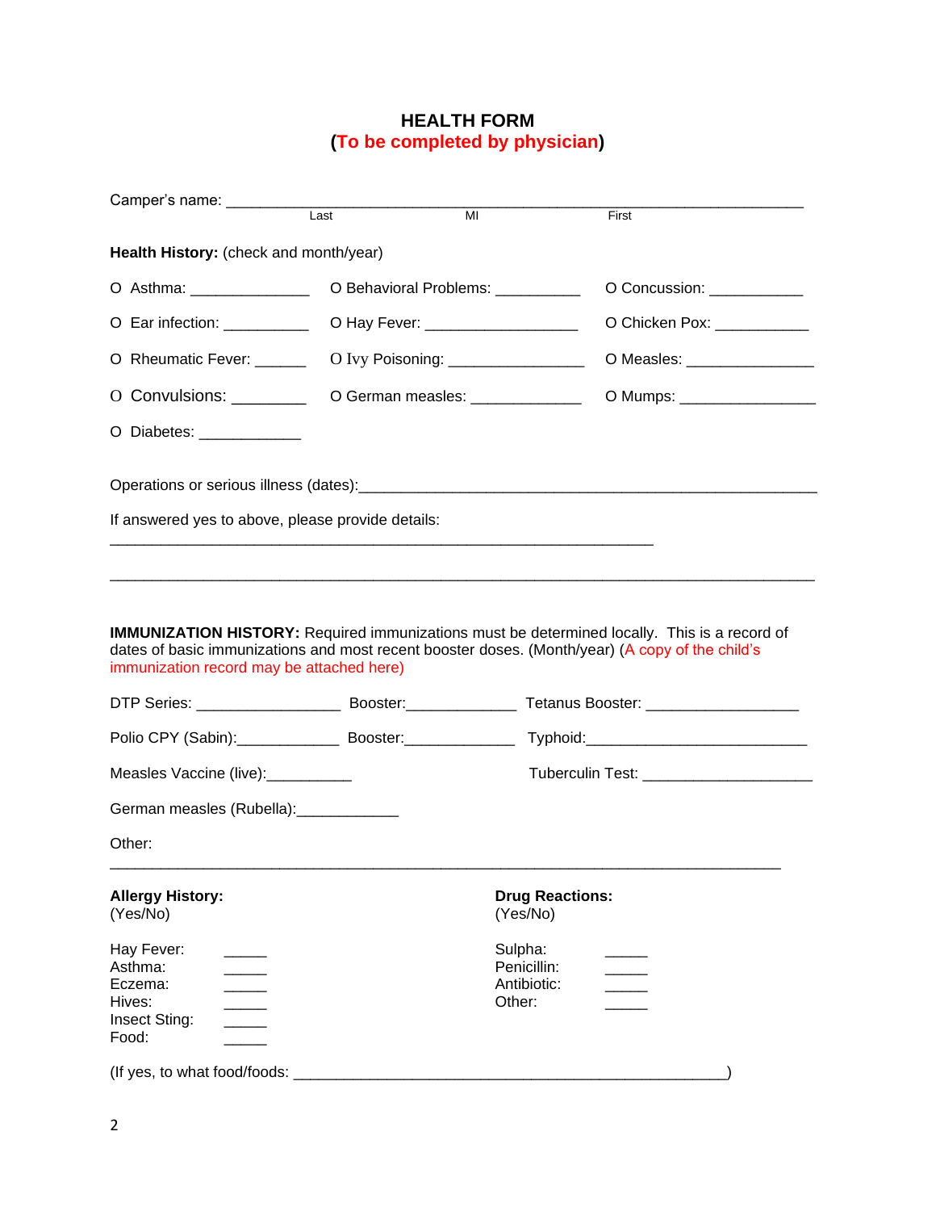# HEALTH FORM

**(To be completed by physician)**

Camper's name: ______________________________________________________________
Last MI First

**Health History:** (check and month/year)

O Asthma: ______________ O Behavioral Problems: __________ O Concussion: ___________

O Ear infection: __________ O Hay Fever: __________________ O Chicken Pox: ___________

O Rheumatic Fever: ______ O Ivy Poisoning: ________________ O Measles: _______________

O Convulsions: ________ O German measles: _____________ O Mumps: ________________

O Diabetes: ____________

Operations or serious illness (dates):________________________________________________________

If answered yes to above, please provide details:

_______________________________________________________________

___________________________________________________________________________

**IMMUNIZATION HISTORY:** Required immunizations must be determined locally. This is a record of dates of basic immunizations and most recent booster doses. (Month/year) (A copy of the child's immunization record may be attached here)

DTP Series: _________________ Booster:_____________ Tetanus Booster: __________________

Polio CPY (Sabin):____________ Booster:_____________ Typhoid:__________________________

Measles Vaccine (live):__________ Tuberculin Test: ____________________

German measles (Rubella):____________

Other:

___________________________________________________________________________

**Allergy History:**
(Yes/No)

Hay Fever: _____
Asthma: _____
Eczema: _____
Hives: _____
Insect Sting: _____
Food: _____

**Drug Reactions:**
(Yes/No)

Sulpha: _____
Penicillin: _____
Antibiotic: _____
Other: _____

(If yes, to what food/foods: ____________________________________________________)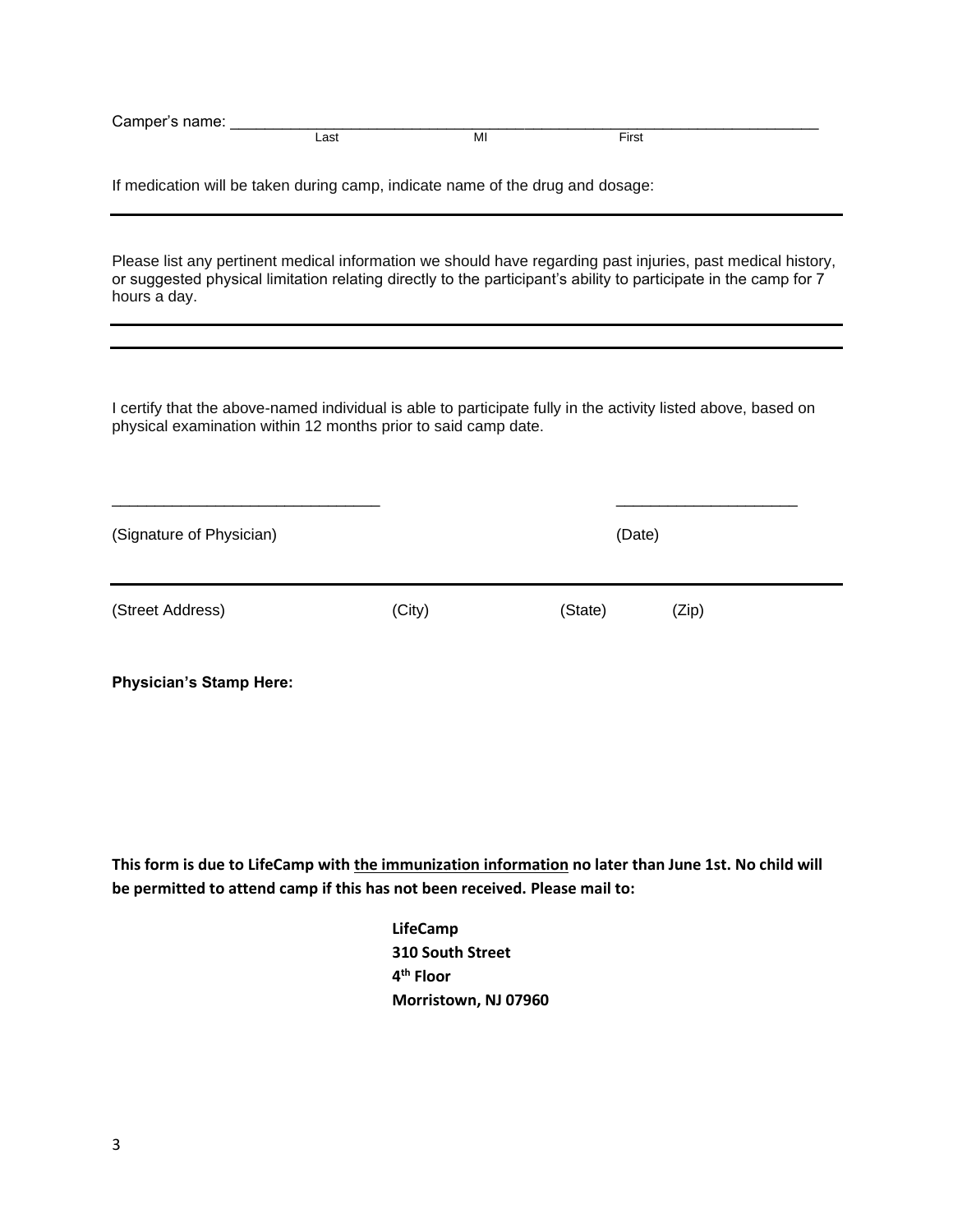Camper's name: ______________________________________________________________________
Last MI First

If medication will be taken during camp, indicate name of the drug and dosage:

---

Please list any pertinent medical information we should have regarding past injuries, past medical history, or suggested physical limitation relating directly to the participant's ability to participate in the camp for 7 hours a day.

---

---

I certify that the above-named individual is able to participate fully in the activity listed above, based on physical examination within 12 months prior to said camp date.

______________________________ ____________________

(Signature of Physician) (Date)

---

(Street Address) (City) (State) (Zip)

**Physician's Stamp Here:**

**This form is due to LifeCamp with <u>the immunization information</u> no later than June 1st. No child will be permitted to attend camp if this has not been received. Please mail to:**

**LifeCamp**
**310 South Street**
**4th Floor**
**Morristown, NJ 07960**